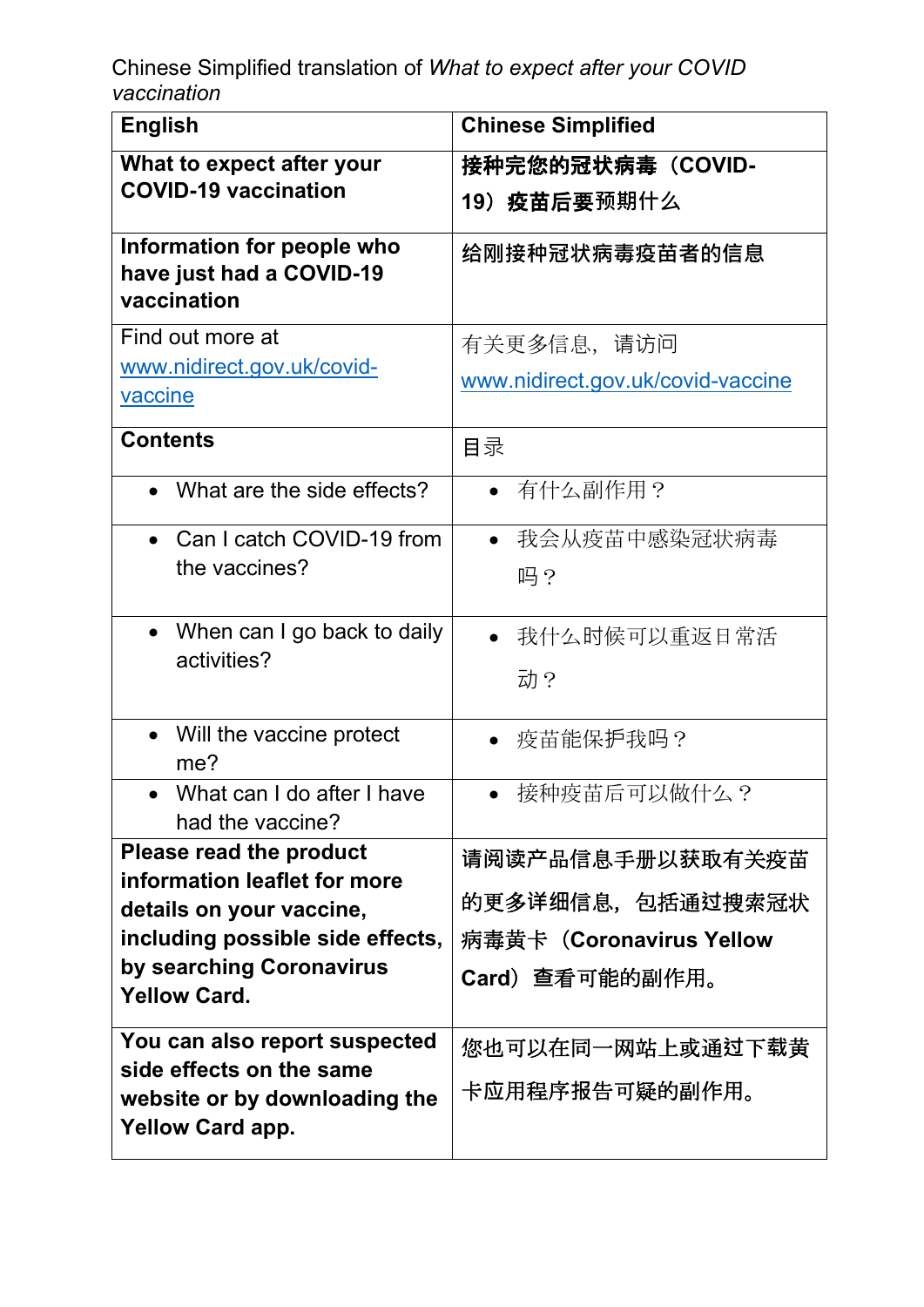Chinese Simplified translation of *What to expect after your COVID vaccination*

| English | Chinese Simplified |
| --- | --- |
| **What to expect after your COVID-19 vaccination** | **接种完您的冠状病毒（COVID-19）疫苗后要预期什么** |
| **Information for people who have just had a COVID-19 vaccination** | **给刚接种冠状病毒疫苗者的信息** |
| Find out more at www.nidirect.gov.uk/covid-vaccine | 有关更多信息，请访问 www.nidirect.gov.uk/covid-vaccine |
| **Contents** | 目录 |
| • What are the side effects? | • 有什么副作用？ |
| • Can I catch COVID-19 from the vaccines? | • 我会从疫苗中感染冠状病毒吗？ |
| • When can I go back to daily activities? | • 我什么时候可以重返日常活动？ |
| • Will the vaccine protect me? | • 疫苗能保护我吗？ |
| • What can I do after I have had the vaccine? | • 接种疫苗后可以做什么？ |
| **Please read the product information leaflet for more details on your vaccine, including possible side effects, by searching Coronavirus Yellow Card.** | **请阅读产品信息手册以获取有关疫苗的更多详细信息，包括通过搜索冠状病毒黄卡（Coronavirus Yellow Card）查看可能的副作用。** |
| **You can also report suspected side effects on the same website or by downloading the Yellow Card app.** | **您也可以在同一网站上或通过下载黄卡应用程序报告可疑的副作用。** |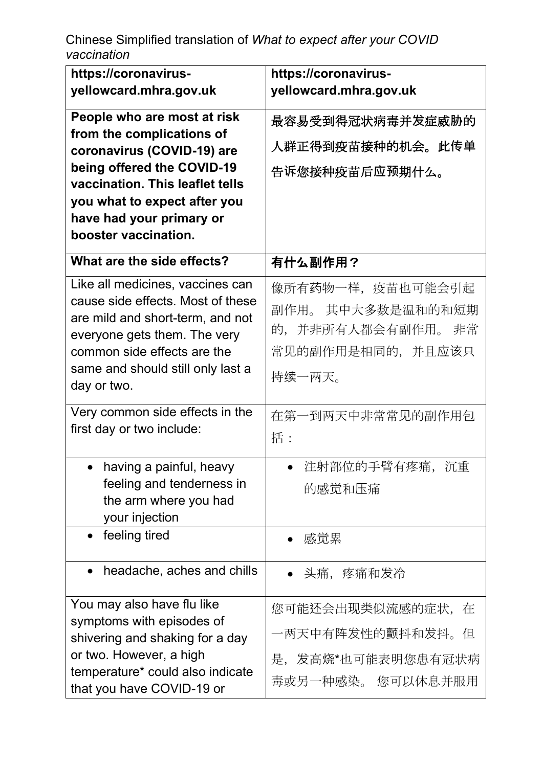Chinese Simplified translation of *What to expect after your COVID vaccination*

| https://coronavirus-yellowcard.mhra.gov.uk | https://coronavirus-yellowcard.mhra.gov.uk |
|---|---|
| **People who are most at risk from the complications of coronavirus (COVID-19) are being offered the COVID-19 vaccination. This leaflet tells you what to expect after you have had your primary or booster vaccination.** | **最容易受到得冠状病毒并发症威胁的人群正得到疫苗接种的机会。此传单告诉您接种疫苗后应预期什么。** |
| **What are the side effects?** | **有什么副作用？** |
| Like all medicines, vaccines can cause side effects. Most of these are mild and short-term, and not everyone gets them. The very common side effects are the same and should still only last a day or two. | 像所有药物一样，疫苗也可能会引起副作用。 其中大多数是温和的和短期的，并非所有人都会有副作用。 非常常见的副作用是相同的，并且应该只持续一两天。 |
| Very common side effects in the first day or two include: | 在第一到两天中非常常见的副作用包括： |
| • having a painful, heavy feeling and tenderness in the arm where you had your injection | • 注射部位的手臂有疼痛，沉重的感觉和压痛 |
| • feeling tired | • 感觉累 |
| • headache, aches and chills | • 头痛，疼痛和发冷 |
| You may also have flu like symptoms with episodes of shivering and shaking for a day or two. However, a high temperature* could also indicate that you have COVID-19 or | 您可能还会出现类似流感的症状，在一两天中有阵发性的颤抖和发抖。但是，发高烧*也可能表明您患有冠状病毒或另一种感染。 您可以休息并服用 |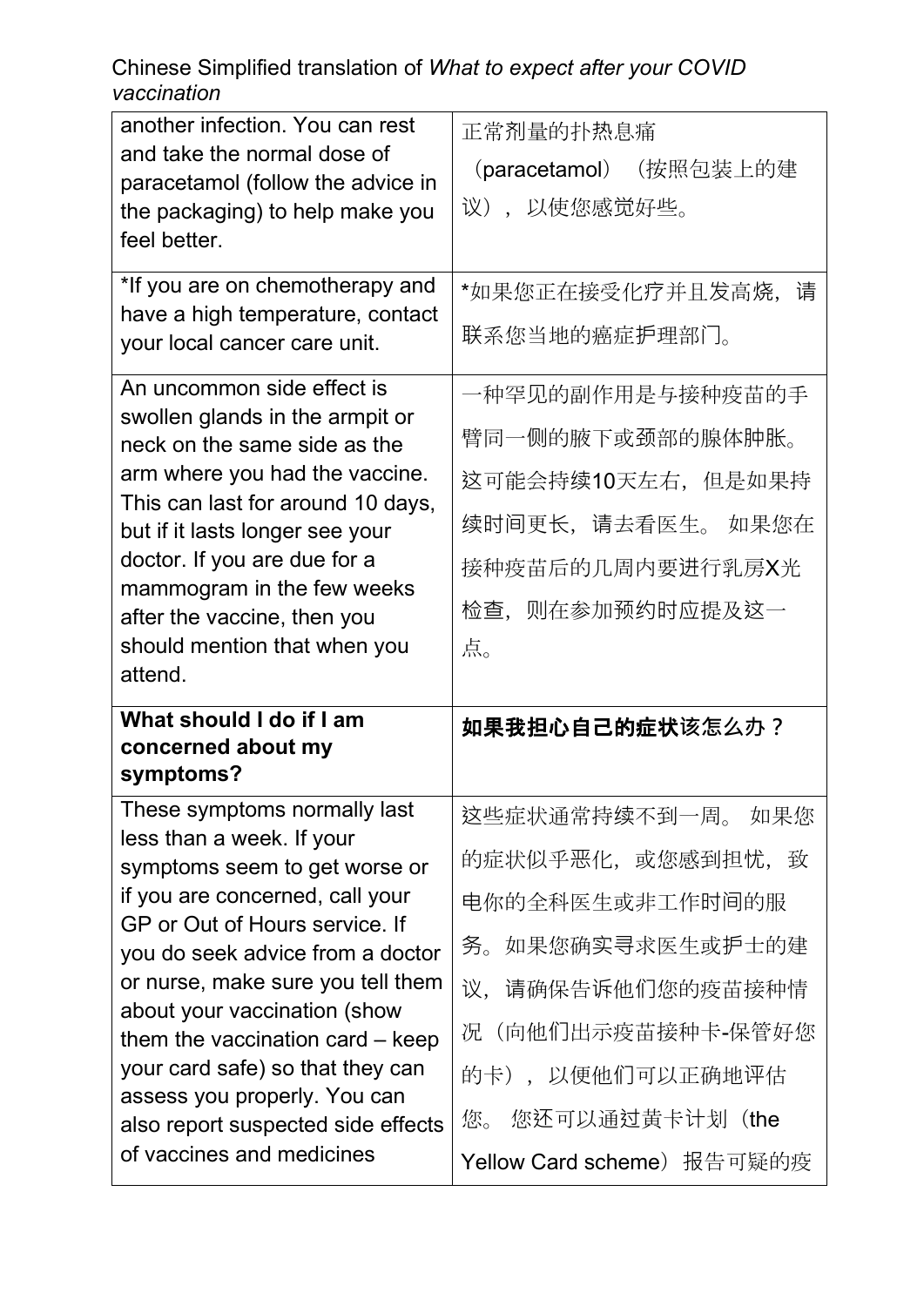| another infection. You can rest and take the normal dose of paracetamol (follow the advice in the packaging) to help make you feel better. | 正常剂量的扑热息痛（paracetamol）（按照包装上的建议），以使您感觉好些。 |
|---|---|
| *If you are on chemotherapy and have a high temperature, contact your local cancer care unit. | *如果您正在接受化疗并且发高烧，请联系您当地的癌症护理部门。 |
| An uncommon side effect is swollen glands in the armpit or neck on the same side as the arm where you had the vaccine. This can last for around 10 days, but if it lasts longer see your doctor. If you are due for a mammogram in the few weeks after the vaccine, then you should mention that when you attend. | 一种罕见的副作用是与接种疫苗的手臂同一侧的腋下或颈部的腺体肿胀。这可能会持续10天左右，但是如果持续时间更长，请去看医生。 如果您在接种疫苗后的几周内要进行乳房X光检查，则在参加预约时应提及这一点。 |
| **What should I do if I am concerned about my symptoms?** | **如果我担心自己的症状该怎么办？** |
| These symptoms normally last less than a week. If your symptoms seem to get worse or if you are concerned, call your GP or Out of Hours service. If you do seek advice from a doctor or nurse, make sure you tell them about your vaccination (show them the vaccination card – keep your card safe) so that they can assess you properly. You can also report suspected side effects of vaccines and medicines | 这些症状通常持续不到一周。 如果您的症状似乎恶化，或您感到担忧，致电你的全科医生或非工作时间的服务。如果您确实寻求医生或护士的建议，请确保告诉他们您的疫苗接种情况（向他们出示疫苗接种卡-保管好您的卡），以便他们可以正确地评估您。 您还可以通过黄卡计划（the Yellow Card scheme）报告可疑的疫 |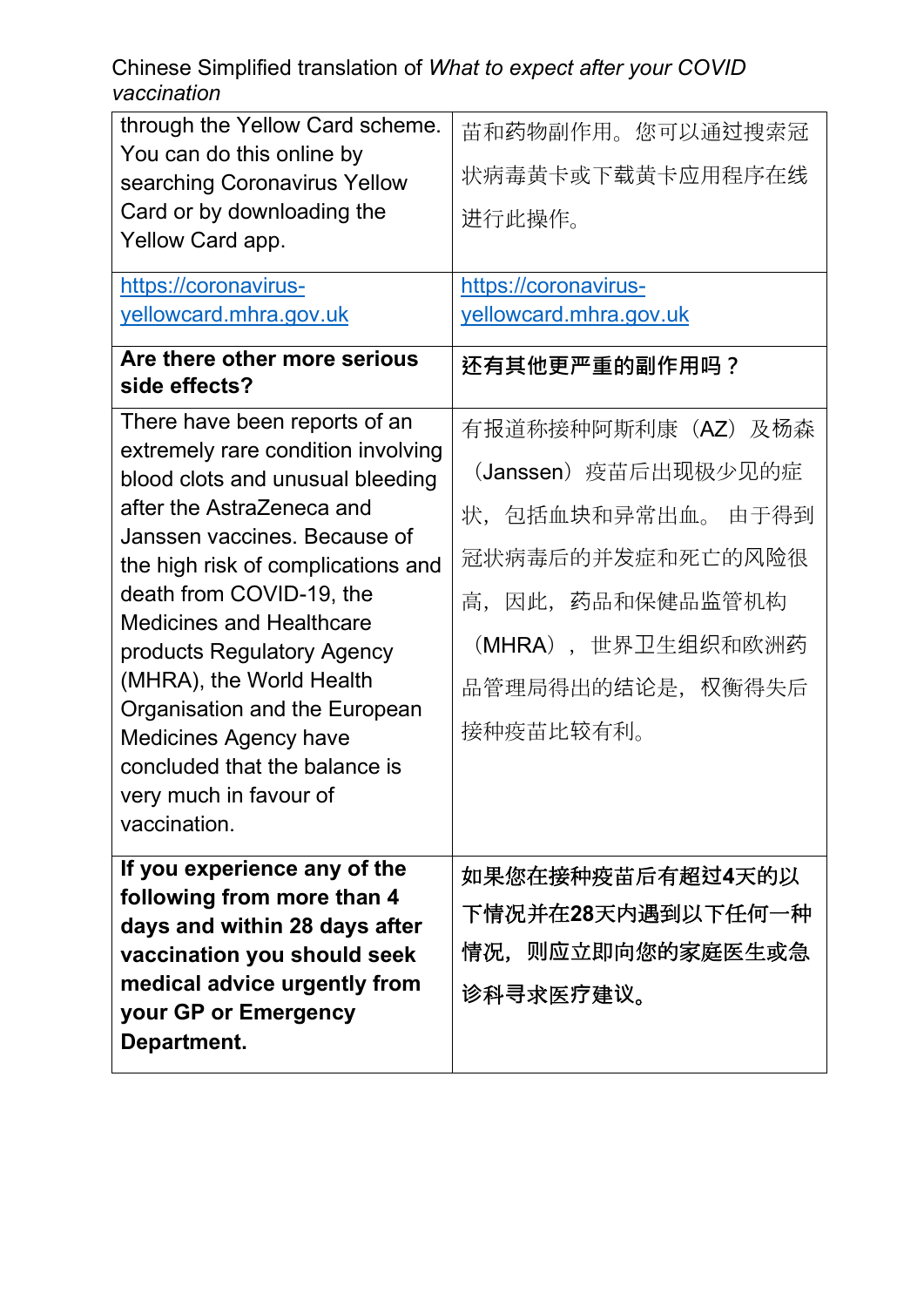| through the Yellow Card scheme. You can do this online by searching Coronavirus Yellow Card or by downloading the Yellow Card app. | 苗和药物副作用。您可以通过搜索冠状病毒黄卡或下载黄卡应用程序在线进行此操作。 |
|---|---|
| https://coronavirus-yellowcard.mhra.gov.uk | https://coronavirus-yellowcard.mhra.gov.uk |
| **Are there other more serious side effects?** | **还有其他更严重的副作用吗？** |
| There have been reports of an extremely rare condition involving blood clots and unusual bleeding after the AstraZeneca and Janssen vaccines. Because of the high risk of complications and death from COVID-19, the Medicines and Healthcare products Regulatory Agency (MHRA), the World Health Organisation and the European Medicines Agency have concluded that the balance is very much in favour of vaccination. | 有报道称接种阿斯利康（AZ）及杨森（Janssen）疫苗后出现极少见的症状，包括血块和异常出血。 由于得到冠状病毒后的并发症和死亡的风险很高，因此，药品和保健品监管机构（MHRA），世界卫生组织和欧洲药品管理局得出的结论是，权衡得失后接种疫苗比较有利。 |
| **If you experience any of the following from more than 4 days and within 28 days after vaccination you should seek medical advice urgently from your GP or Emergency Department.** | **如果您在接种疫苗后有超过4天的以下情况并在28天内遇到以下任何一种情况，则应立即向您的家庭医生或急诊科寻求医疗建议。** |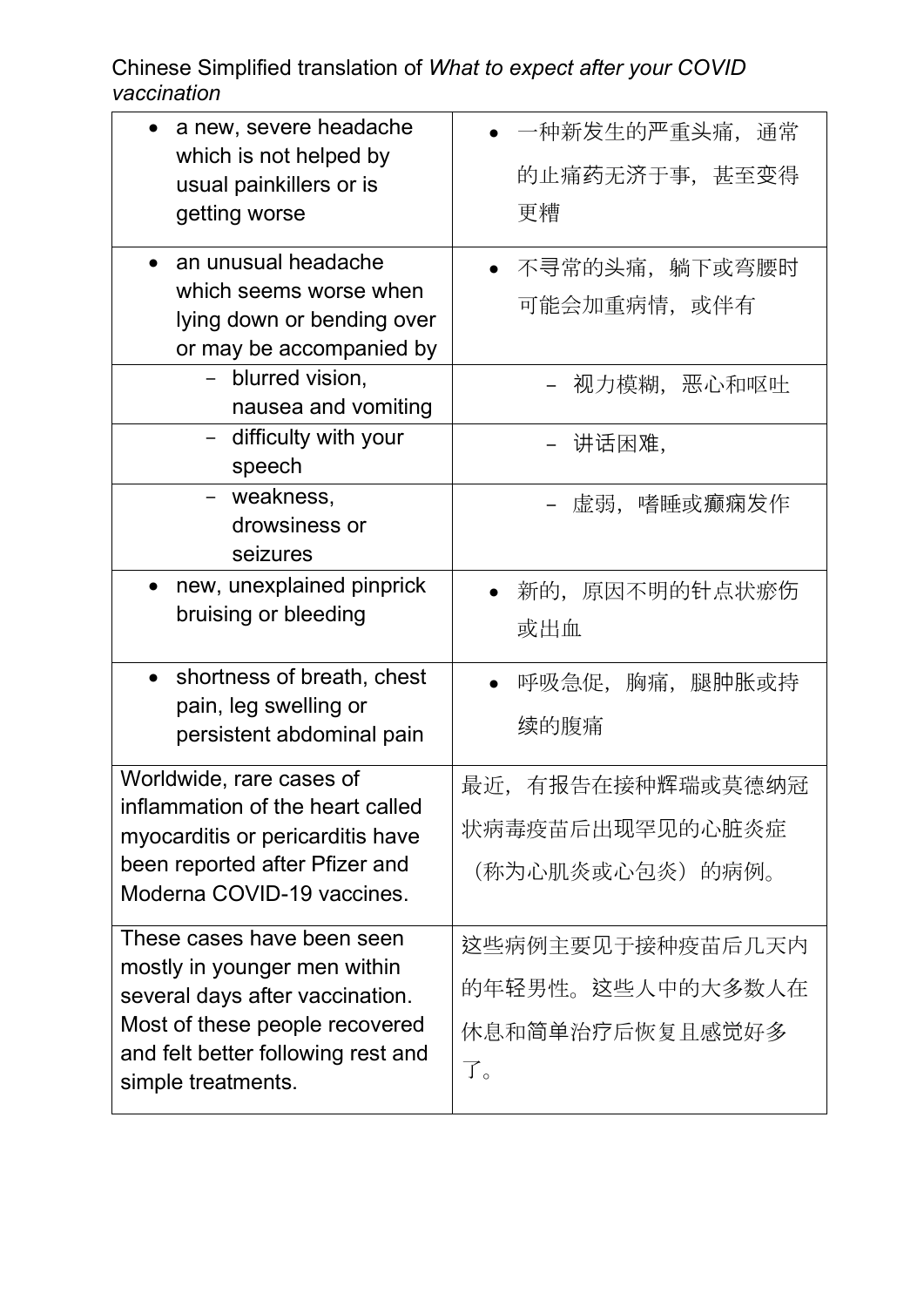Chinese Simplified translation of *What to expect after your COVID vaccination*

| | |
|---|---|
| • a new, severe headache which is not helped by usual painkillers or is getting worse | • 一种新发生的严重头痛，通常的止痛药无济于事，甚至变得更糟 |
| • an unusual headache which seems worse when lying down or bending over or may be accompanied by | • 不寻常的头痛，躺下或弯腰时可能会加重病情，或伴有 |
| – blurred vision, nausea and vomiting | – 视力模糊，恶心和呕吐 |
| – difficulty with your speech | – 讲话困难, |
| – weakness, drowsiness or seizures | – 虚弱，嗜睡或癫痫发作 |
| • new, unexplained pinprick bruising or bleeding | • 新的，原因不明的针点状瘀伤或出血 |
| • shortness of breath, chest pain, leg swelling or persistent abdominal pain | • 呼吸急促，胸痛，腿肿胀或持续的腹痛 |
| Worldwide, rare cases of inflammation of the heart called myocarditis or pericarditis have been reported after Pfizer and Moderna COVID-19 vaccines. | 最近，有报告在接种辉瑞或莫德纳冠状病毒疫苗后出现罕见的心脏炎症（称为心肌炎或心包炎）的病例。 |
| These cases have been seen mostly in younger men within several days after vaccination. Most of these people recovered and felt better following rest and simple treatments. | 这些病例主要见于接种疫苗后几天内的年轻男性。这些人中的大多数人在休息和简单治疗后恢复且感觉好多了。 |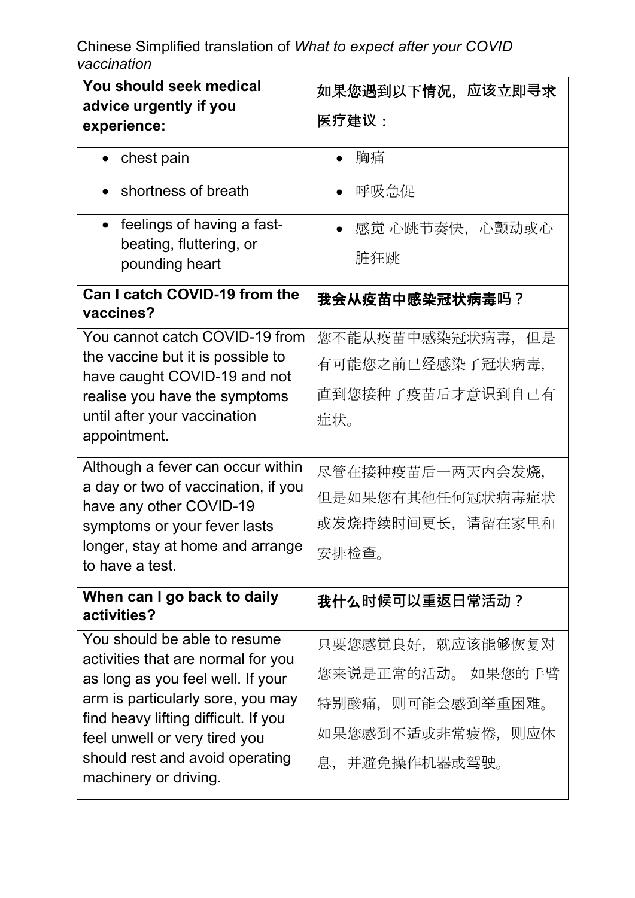Chinese Simplified translation of *What to expect after your COVID vaccination*

| **You should seek medical advice urgently if you experience:** | **如果您遇到以下情况，应该立即寻求医疗建议：** |
| --- | --- |
| • chest pain | • 胸痛 |
| • shortness of breath | • 呼吸急促 |
| • feelings of having a fast-beating, fluttering, or pounding heart | • 感觉 心跳节奏快， 心颤动或心脏狂跳 |
| **Can I catch COVID-19 from the vaccines?** | **我会从疫苗中感染冠状病毒**吗？ |
| You cannot catch COVID-19 from the vaccine but it is possible to have caught COVID-19 and not realise you have the symptoms until after your vaccination appointment. | 您不能从疫苗中感染冠状病毒， 但是有可能您之前已经感染了冠状病毒，直到您接种了疫苗后才意识到自己有症状。 |
| Although a fever can occur within a day or two of vaccination, if you have any other COVID-19 symptoms or your fever lasts longer, stay at home and arrange to have a test. | 尽管在接种疫苗后一两天内会发烧，但是如果您有其他任何冠状病毒症状或发烧持续时间更长，请留在家里和安排检查。 |
| **When can I go back to daily activities?** | **我什么时候可以重返日常活动？** |
| You should be able to resume activities that are normal for you as long as you feel well. If your arm is particularly sore, you may find heavy lifting difficult. If you feel unwell or very tired you should rest and avoid operating machinery or driving. | 只要您感觉良好，就应该能够恢复对您来说是正常的活动。 如果您的手臂特别酸痛，则可能会感到举重困难。如果您感到不适或非常疲倦，则应休息， 并避免操作机器或驾驶。 |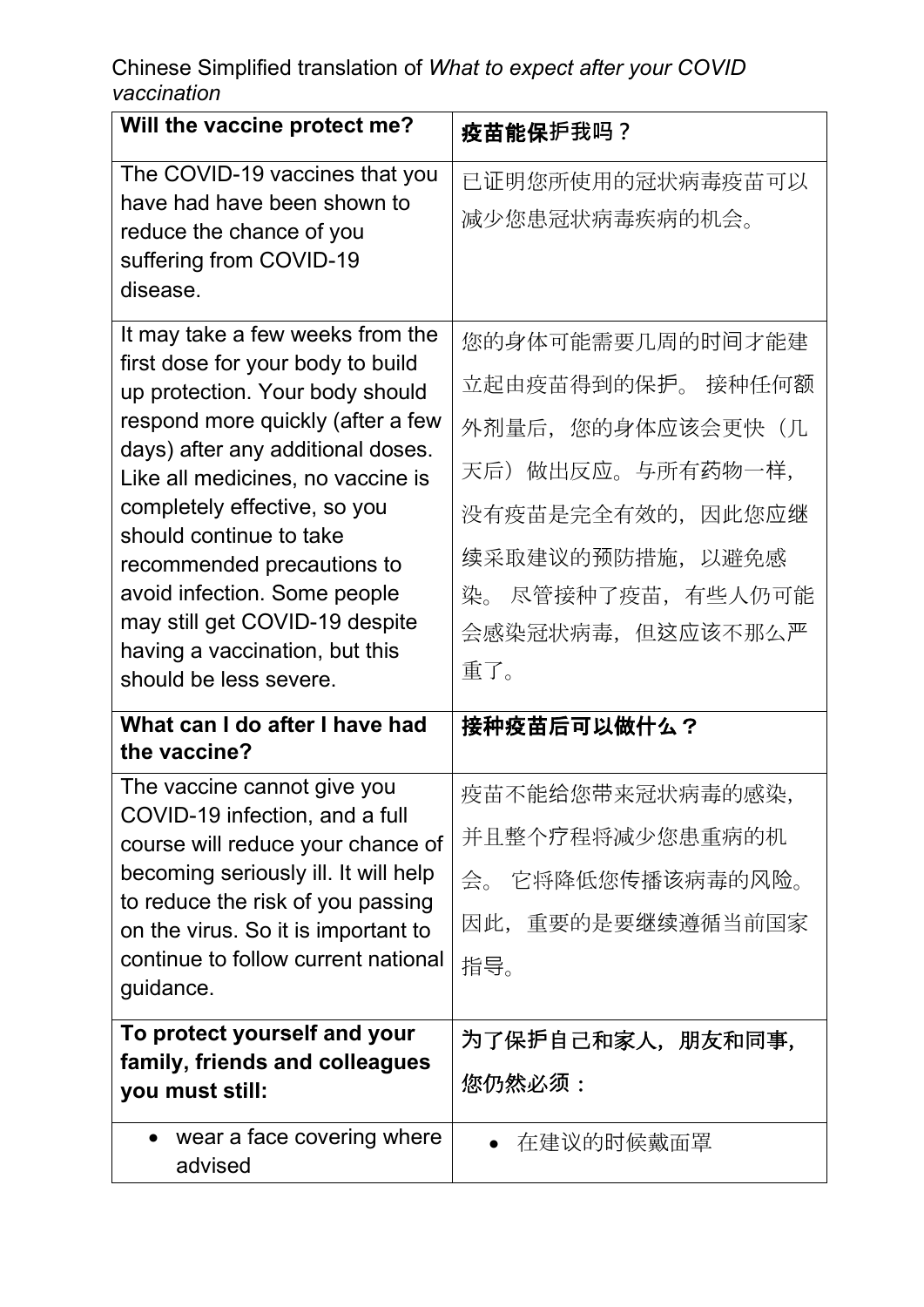Chinese Simplified translation of *What to expect after your COVID vaccination*

| **Will the vaccine protect me?** | **疫苗能保护我吗？** |
|---|---|
| The COVID-19 vaccines that you have had have been shown to reduce the chance of you suffering from COVID-19 disease. | 已证明您所使用的冠状病毒疫苗可以减少您患冠状病毒疾病的机会。 |
| It may take a few weeks from the first dose for your body to build up protection. Your body should respond more quickly (after a few days) after any additional doses. Like all medicines, no vaccine is completely effective, so you should continue to take recommended precautions to avoid infection. Some people may still get COVID-19 despite having a vaccination, but this should be less severe. | 您的身体可能需要几周的时间才能建立起由疫苗得到的保护。 接种任何额外剂量后，您的身体应该会更快（几天后）做出反应。与所有药物一样，没有疫苗是完全有效的，因此您应继续采取建议的预防措施，以避免感染。 尽管接种了疫苗，有些人仍可能会感染冠状病毒，但这应该不那么严重了。 |
| **What can I do after I have had the vaccine?** | **接种疫苗后可以做什么？** |
| The vaccine cannot give you COVID-19 infection, and a full course will reduce your chance of becoming seriously ill. It will help to reduce the risk of you passing on the virus. So it is important to continue to follow current national guidance. | 疫苗不能给您带来冠状病毒的感染，并且整个疗程将减少您患重病的机会。 它将降低您传播该病毒的风险。因此，重要的是要继续遵循当前国家指导。 |
| **To protect yourself and your family, friends and colleagues you must still:** | **为了保护自己和家人，朋友和同事，您仍然必须：** |
| • wear a face covering where advised | • 在建议的时候戴面罩 |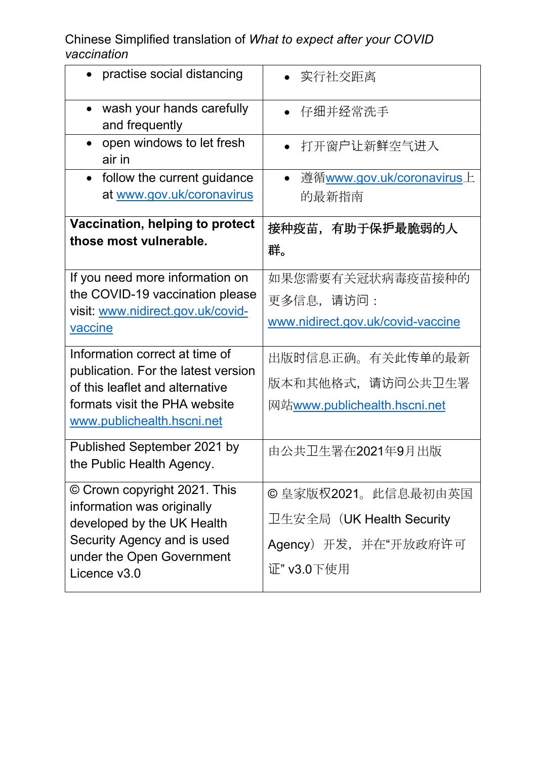Chinese Simplified translation of *What to expect after your COVID vaccination*

| | |
|---|---|
| • practise social distancing | • 实行社交距离 |
| • wash your hands carefully and frequently | • 仔细并经常洗手 |
| • open windows to let fresh air in | • 打开窗户让新鲜空气进入 |
| • follow the current guidance at www.gov.uk/coronavirus | • 遵循www.gov.uk/coronavirus上的最新指南 |
| **Vaccination, helping to protect those most vulnerable.** | **接种疫苗，有助于保护最脆弱的人群。** |
| If you need more information on the COVID-19 vaccination please visit: www.nidirect.gov.uk/covid-vaccine | 如果您需要有关冠状病毒疫苗接种的更多信息，请访问：www.nidirect.gov.uk/covid-vaccine |
| Information correct at time of publication. For the latest version of this leaflet and alternative formats visit the PHA website www.publichealth.hscni.net | 出版时信息正确。有关此传单的最新版本和其他格式，请访问公共卫生署网站www.publichealth.hscni.net |
| Published September 2021 by the Public Health Agency. | 由公共卫生署在2021年9月出版 |
| © Crown copyright 2021. This information was originally developed by the UK Health Security Agency and is used under the Open Government Licence v3.0 | © 皇家版权2021。此信息最初由英国卫生安全局（UK Health Security Agency）开发，并在“开放政府许可证” v3.0下使用 |